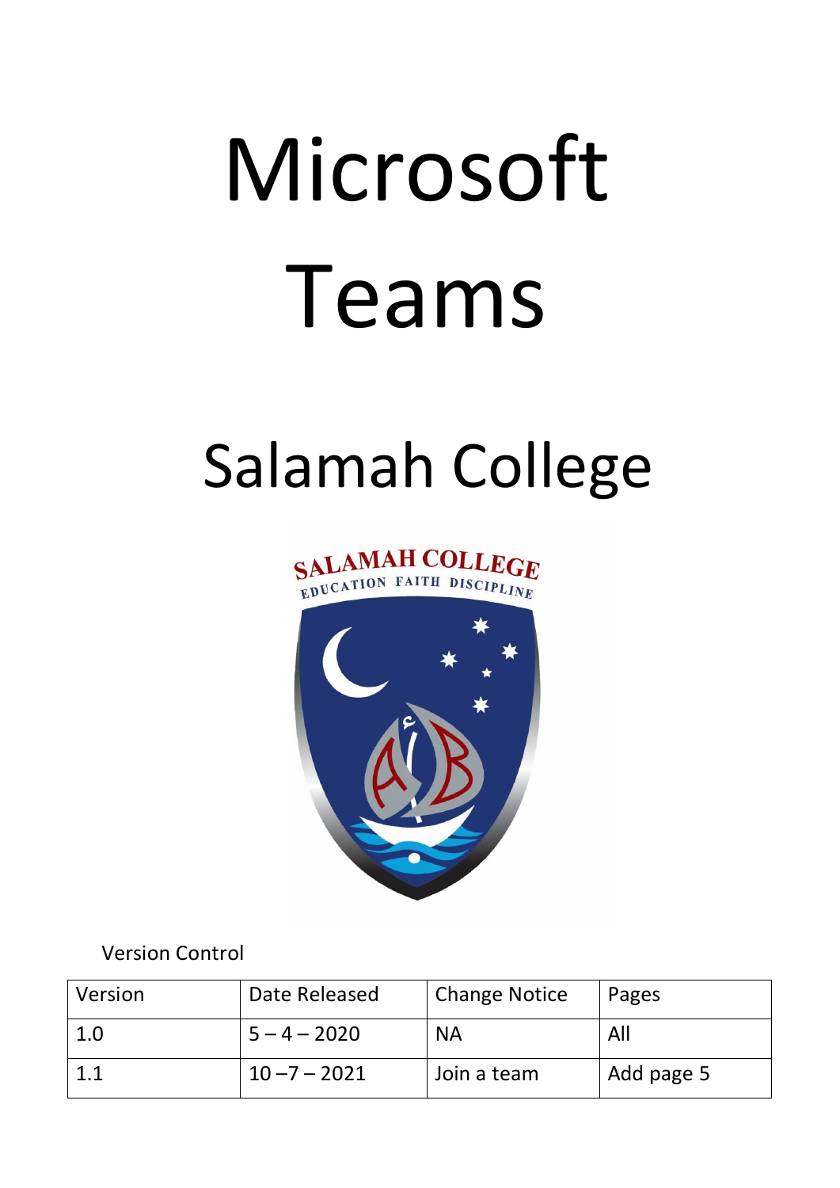# Microsoft Teams

## Salamah College

Version Control

| Version | Date Released | Change Notice | Pages |
|---|---|---|---|
| 1.0 | 5 – 4 – 2020 | NA | All |
| 1.1 | 10 –7 – 2021 | Join a team | Add page 5 |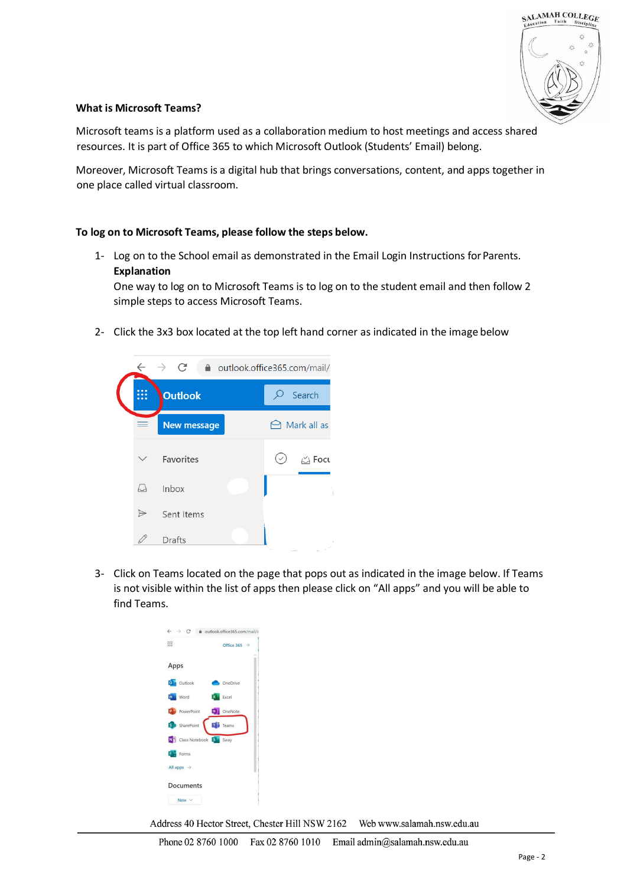**What is Microsoft Teams?**

Microsoft teams is a platform used as a collaboration medium to host meetings and access shared resources. It is part of Office 365 to which Microsoft Outlook (Students' Email) belong.

Moreover, Microsoft Teams is a digital hub that brings conversations, content, and apps together in one place called virtual classroom.

**To log on to Microsoft Teams, please follow the steps below.**

1- Log on to the School email as demonstrated in the Email Login Instructions for Parents.
   **Explanation**
   One way to log on to Microsoft Teams is to log on to the student email and then follow 2 simple steps to access Microsoft Teams.

2- Click the 3x3 box located at the top left hand corner as indicated in the image below

3- Click on Teams located on the page that pops out as indicated in the image below. If Teams is not visible within the list of apps then please click on "All apps" and you will be able to find Teams.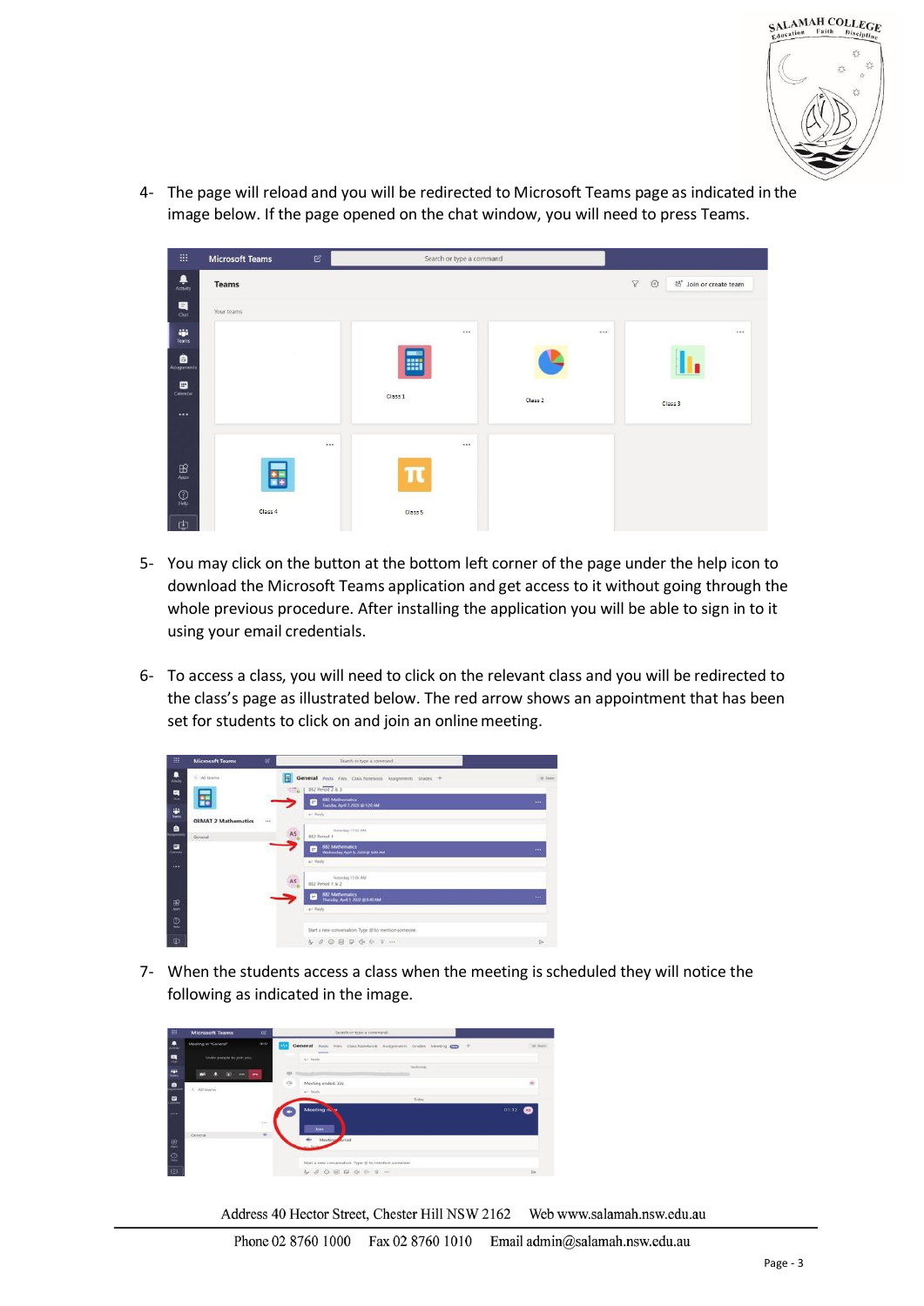4- The page will reload and you will be redirected to Microsoft Teams page as indicated in the image below. If the page opened on the chat window, you will need to press Teams.

5- You may click on the button at the bottom left corner of the page under the help icon to download the Microsoft Teams application and get access to it without going through the whole previous procedure. After installing the application you will be able to sign in to it using your email credentials.

6- To access a class, you will need to click on the relevant class and you will be redirected to the class's page as illustrated below. The red arrow shows an appointment that has been set for students to click on and join an online meeting.

7- When the students access a class when the meeting is scheduled they will notice the following as indicated in the image.

Address 40 Hector Street, Chester Hill NSW 2162 Web www.salamah.nsw.edu.au

Phone 02 8760 1000 Fax 02 8760 1010 Email admin@salamah.nsw.edu.au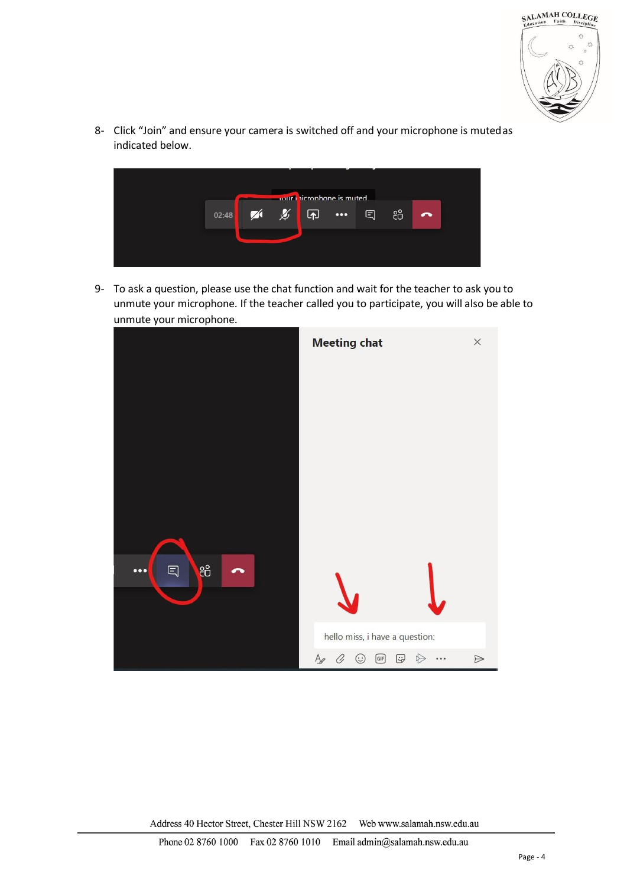8- Click "Join" and ensure your camera is switched off and your microphone is muted as indicated below.

9- To ask a question, please use the chat function and wait for the teacher to ask you to unmute your microphone. If the teacher called you to participate, you will also be able to unmute your microphone.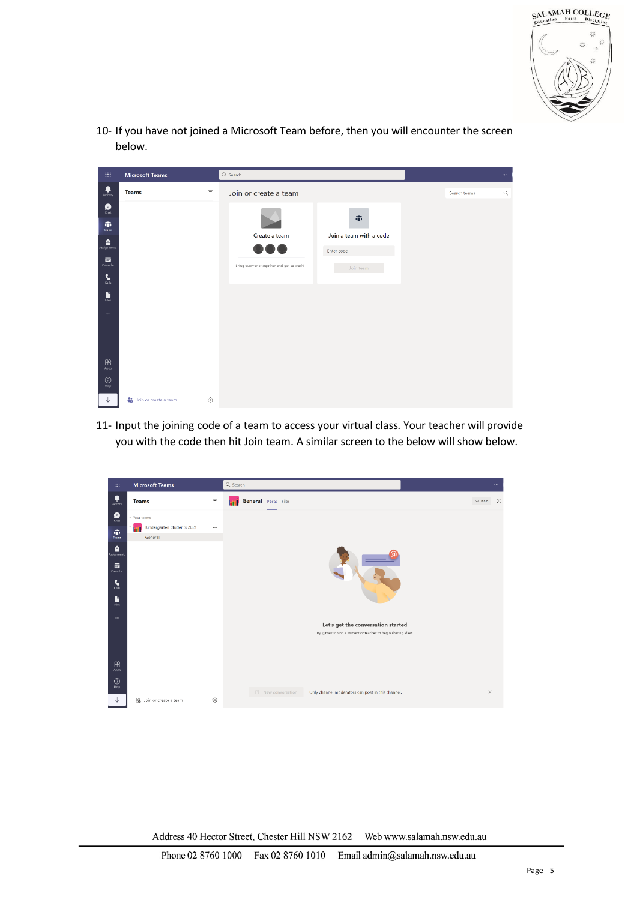10- If you have not joined a Microsoft Team before, then you will encounter the screen below.

11- Input the joining code of a team to access your virtual class. Your teacher will provide you with the code then hit Join team. A similar screen to the below will show below.